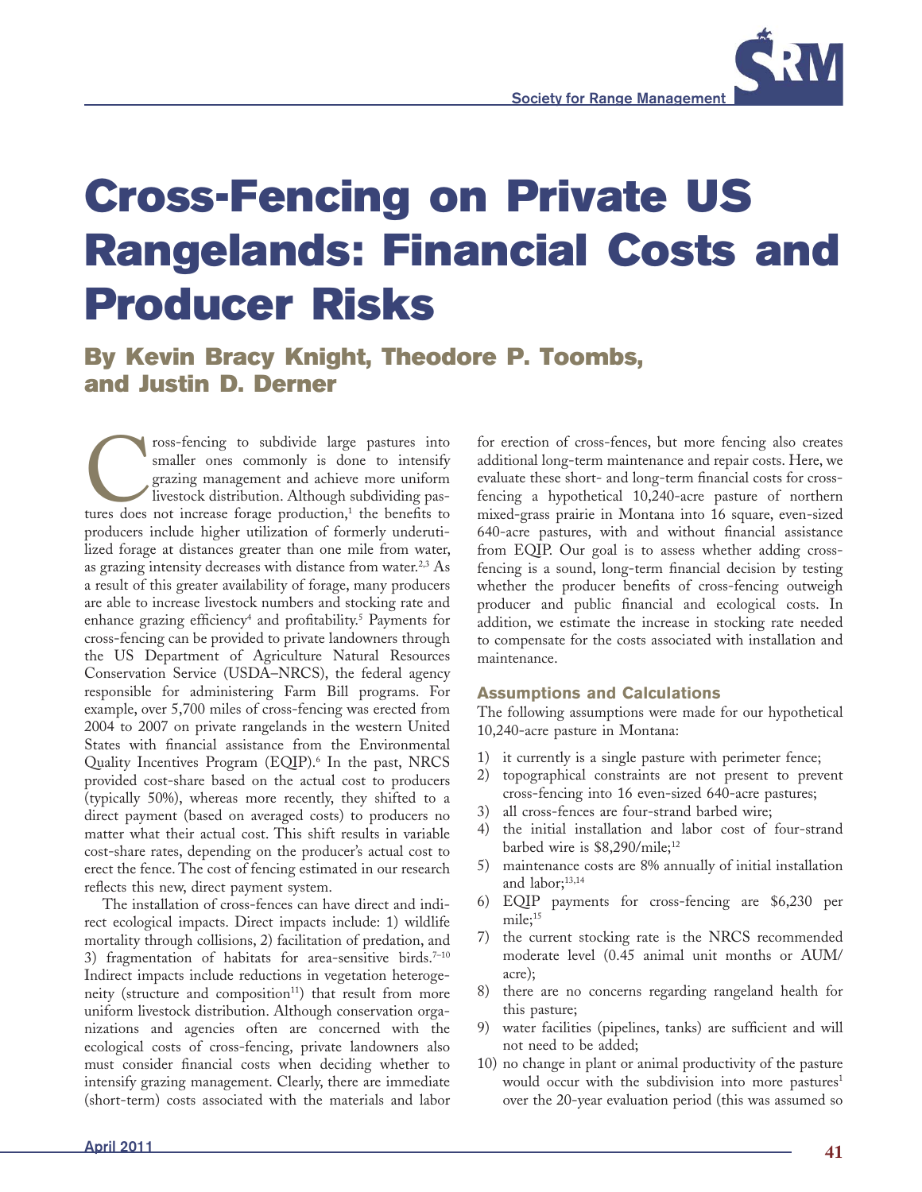# Cross-Fencing on Private US Rangelands: Financial Costs and Producer Risks

## By Kevin Bracy Knight, Theodore P. Toombs, and Justin D. Derner

Cross-fencing to subdivide large pastures into smaller ones commonly is done to intensify grazing management and achieve more uniform livestock distribution. Although subdividing pastures does not increase forage production,[1] the benefits to producers include higher utilization of formerly underutilized forage at distances greater than one mile from water, as grazing intensity decreases with distance from water.[2,3] As a result of this greater availability of forage, many producers are able to increase livestock numbers and stocking rate and enhance grazing efficiency[4] and profitability.[5] Payments for cross-fencing can be provided to private landowners through the US Department of Agriculture Natural Resources Conservation Service (USDA–NRCS), the federal agency responsible for administering Farm Bill programs. For example, over 5,700 miles of cross-fencing was erected from 2004 to 2007 on private rangelands in the western United States with financial assistance from the Environmental Quality Incentives Program (EQIP).[6] In the past, NRCS provided cost-share based on the actual cost to producers (typically 50%), whereas more recently, they shifted to a direct payment (based on averaged costs) to producers no matter what their actual cost. This shift results in variable cost-share rates, depending on the producer's actual cost to erect the fence. The cost of fencing estimated in our research reflects this new, direct payment system.

The installation of cross-fences can have direct and indirect ecological impacts. Direct impacts include: 1) wildlife mortality through collisions, 2) facilitation of predation, and 3) fragmentation of habitats for area-sensitive birds.[7–10] Indirect impacts include reductions in vegetation heterogeneity (structure and composition[11]) that result from more uniform livestock distribution. Although conservation organizations and agencies often are concerned with the ecological costs of cross-fencing, private landowners also must consider financial costs when deciding whether to intensify grazing management. Clearly, there are immediate (short-term) costs associated with the materials and labor for erection of cross-fences, but more fencing also creates additional long-term maintenance and repair costs. Here, we evaluate these short- and long-term financial costs for cross-fencing a hypothetical 10,240-acre pasture of northern mixed-grass prairie in Montana into 16 square, even-sized 640-acre pastures, with and without financial assistance from EQIP. Our goal is to assess whether adding cross-fencing is a sound, long-term financial decision by testing whether the producer benefits of cross-fencing outweigh producer and public financial and ecological costs. In addition, we estimate the increase in stocking rate needed to compensate for the costs associated with installation and maintenance.

### Assumptions and Calculations

The following assumptions were made for our hypothetical 10,240-acre pasture in Montana:

1) it currently is a single pasture with perimeter fence;
2) topographical constraints are not present to prevent cross-fencing into 16 even-sized 640-acre pastures;
3) all cross-fences are four-strand barbed wire;
4) the initial installation and labor cost of four-strand barbed wire is $8,290/mile;[12]
5) maintenance costs are 8% annually of initial installation and labor;[13,14]
6) EQIP payments for cross-fencing are $6,230 per mile;[15]
7) the current stocking rate is the NRCS recommended moderate level (0.45 animal unit months or AUM/acre);
8) there are no concerns regarding rangeland health for this pasture;
9) water facilities (pipelines, tanks) are sufficient and will not need to be added;
10) no change in plant or animal productivity of the pasture would occur with the subdivision into more pastures[1] over the 20-year evaluation period (this was assumed so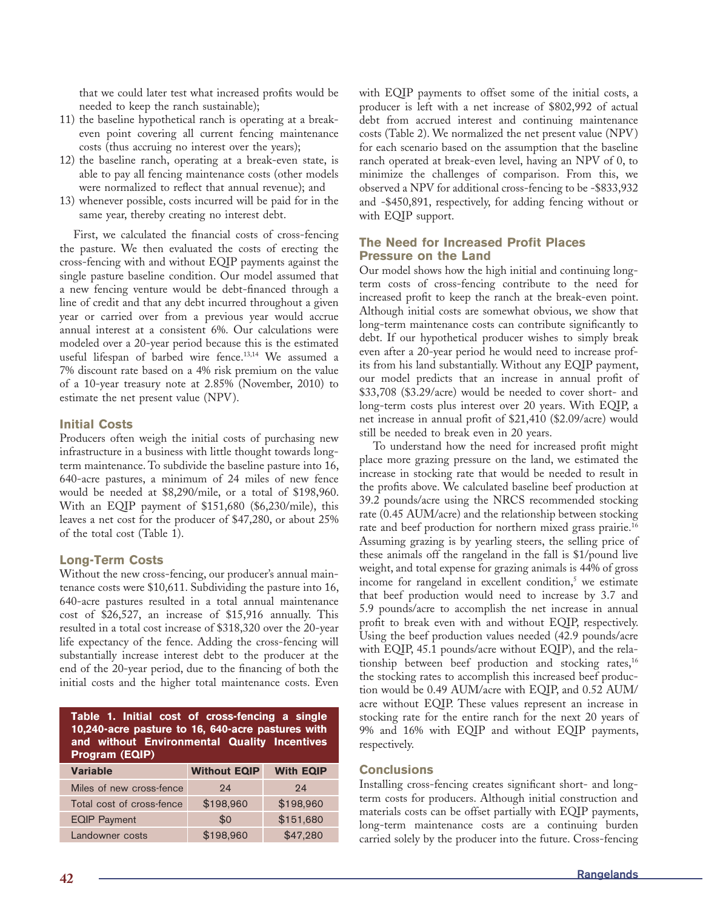that we could later test what increased profits would be needed to keep the ranch sustainable);

11) the baseline hypothetical ranch is operating at a break-even point covering all current fencing maintenance costs (thus accruing no interest over the years);
12) the baseline ranch, operating at a break-even state, is able to pay all fencing maintenance costs (other models were normalized to reflect that annual revenue); and
13) whenever possible, costs incurred will be paid for in the same year, thereby creating no interest debt.

First, we calculated the financial costs of cross-fencing the pasture. We then evaluated the costs of erecting the cross-fencing with and without EQIP payments against the single pasture baseline condition. Our model assumed that a new fencing venture would be debt-financed through a line of credit and that any debt incurred throughout a given year or carried over from a previous year would accrue annual interest at a consistent 6%. Our calculations were modeled over a 20-year period because this is the estimated useful lifespan of barbed wire fence.[13,14] We assumed a 7% discount rate based on a 4% risk premium on the value of a 10-year treasury note at 2.85% (November, 2010) to estimate the net present value (NPV).

### Initial Costs

Producers often weigh the initial costs of purchasing new infrastructure in a business with little thought towards long-term maintenance. To subdivide the baseline pasture into 16, 640-acre pastures, a minimum of 24 miles of new fence would be needed at $8,290/mile, or a total of $198,960. With an EQIP payment of $151,680 ($6,230/mile), this leaves a net cost for the producer of $47,280, or about 25% of the total cost (Table 1).

### Long-Term Costs

Without the new cross-fencing, our producer's annual maintenance costs were $10,611. Subdividing the pasture into 16, 640-acre pastures resulted in a total annual maintenance cost of $26,527, an increase of $15,916 annually. This resulted in a total cost increase of $318,320 over the 20-year life expectancy of the fence. Adding the cross-fencing will substantially increase interest debt to the producer at the end of the 20-year period, due to the financing of both the initial costs and the higher total maintenance costs. Even with EQIP payments to offset some of the initial costs, a producer is left with a net increase of $802,992 of actual debt from accrued interest and continuing maintenance costs (Table 2). We normalized the net present value (NPV) for each scenario based on the assumption that the baseline ranch operated at break-even level, having an NPV of 0, to minimize the challenges of comparison. From this, we observed a NPV for additional cross-fencing to be -$833,932 and -$450,891, respectively, for adding fencing without or with EQIP support.

**Table 1. Initial cost of cross-fencing a single 10,240-acre pasture to 16, 640-acre pastures with and without Environmental Quality Incentives Program (EQIP)**

| Variable | Without EQIP | With EQIP |
|---|---|---|
| Miles of new cross-fence | 24 | 24 |
| Total cost of cross-fence | $198,960 | $198,960 |
| EQIP Payment | $0 | $151,680 |
| Landowner costs | $198,960 | $47,280 |

### The Need for Increased Profit Places Pressure on the Land

Our model shows how the high initial and continuing long-term costs of cross-fencing contribute to the need for increased profit to keep the ranch at the break-even point. Although initial costs are somewhat obvious, we show that long-term maintenance costs can contribute significantly to debt. If our hypothetical producer wishes to simply break even after a 20-year period he would need to increase profits from his land substantially. Without any EQIP payment, our model predicts that an increase in annual profit of $33,708 ($3.29/acre) would be needed to cover short- and long-term costs plus interest over 20 years. With EQIP, a net increase in annual profit of $21,410 ($2.09/acre) would still be needed to break even in 20 years.

To understand how the need for increased profit might place more grazing pressure on the land, we estimated the increase in stocking rate that would be needed to result in the profits above. We calculated baseline beef production at 39.2 pounds/acre using the NRCS recommended stocking rate (0.45 AUM/acre) and the relationship between stocking rate and beef production for northern mixed grass prairie.[16] Assuming grazing is by yearling steers, the selling price of these animals off the rangeland in the fall is $1/pound live weight, and total expense for grazing animals is 44% of gross income for rangeland in excellent condition,[5] we estimate that beef production would need to increase by 3.7 and 5.9 pounds/acre to accomplish the net increase in annual profit to break even with and without EQIP, respectively. Using the beef production values needed (42.9 pounds/acre with EQIP, 45.1 pounds/acre without EQIP), and the relationship between beef production and stocking rates,[16] the stocking rates to accomplish this increased beef production would be 0.49 AUM/acre with EQIP, and 0.52 AUM/acre without EQIP. These values represent an increase in stocking rate for the entire ranch for the next 20 years of 9% and 16% with EQIP and without EQIP payments, respectively.

### Conclusions

Installing cross-fencing creates significant short- and long-term costs for producers. Although initial construction and materials costs can be offset partially with EQIP payments, long-term maintenance costs are a continuing burden carried solely by the producer into the future. Cross-fencing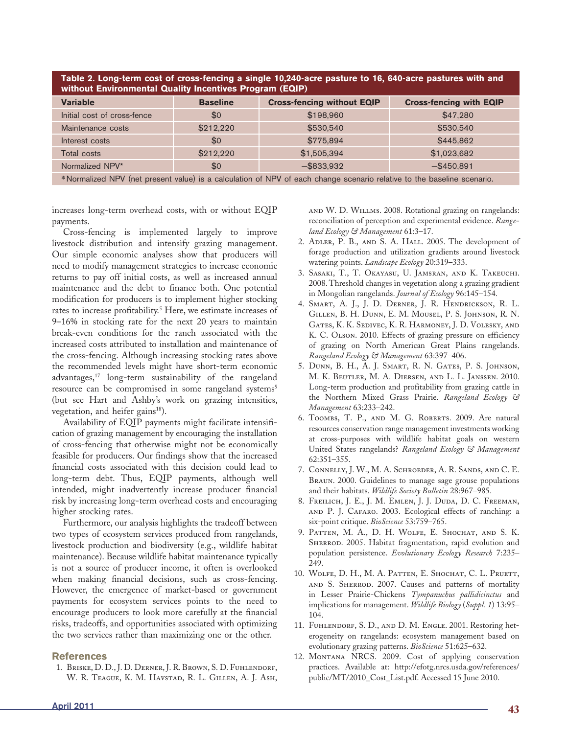**Table 2. Long-term cost of cross-fencing a single 10,240-acre pasture to 16, 640-acre pastures with and without Environmental Quality Incentives Program (EQIP)**

| Variable | Baseline | Cross-fencing without EQIP | Cross-fencing with EQIP |
|---|---|---|---|
| Initial cost of cross-fence | $0 | $198,960 | $47,280 |
| Maintenance costs | $212,220 | $530,540 | $530,540 |
| Interest costs | $0 | $775,894 | $445,862 |
| Total costs | $212,220 | $1,505,394 | $1,023,682 |
| Normalized NPV* | $0 | −$833,932 | −$450,891 |

*Normalized NPV (net present value) is a calculation of NPV of each change scenario relative to the baseline scenario.

increases long-term overhead costs, with or without EQIP payments.

Cross-fencing is implemented largely to improve livestock distribution and intensify grazing management. Our simple economic analyses show that producers will need to modify management strategies to increase economic returns to pay off initial costs, as well as increased annual maintenance and the debt to finance both. One potential modification for producers is to implement higher stocking rates to increase profitability.[5] Here, we estimate increases of 9–16% in stocking rate for the next 20 years to maintain break-even conditions for the ranch associated with the increased costs attributed to installation and maintenance of the cross-fencing. Although increasing stocking rates above the recommended levels might have short-term economic advantages,[17] long-term sustainability of the rangeland resource can be compromised in some rangeland systems[5] (but see Hart and Ashby's work on grazing intensities, vegetation, and heifer gains[18]).

Availability of EQIP payments might facilitate intensification of grazing management by encouraging the installation of cross-fencing that otherwise might not be economically feasible for producers. Our findings show that the increased financial costs associated with this decision could lead to long-term debt. Thus, EQIP payments, although well intended, might inadvertently increase producer financial risk by increasing long-term overhead costs and encouraging higher stocking rates.

Furthermore, our analysis highlights the tradeoff between two types of ecosystem services produced from rangelands, livestock production and biodiversity (e.g., wildlife habitat maintenance). Because wildlife habitat maintenance typically is not a source of producer income, it often is overlooked when making financial decisions, such as cross-fencing. However, the emergence of market-based or government payments for ecosystem services points to the need to encourage producers to look more carefully at the financial risks, tradeoffs, and opportunities associated with optimizing the two services rather than maximizing one or the other.

## References

1. Briske, D. D., J. D. Derner, J. R. Brown, S. D. Fuhlendorf, W. R. Teague, K. M. Havstad, R. L. Gillen, A. J. Ash, and W. D. Willms. 2008. Rotational grazing on rangelands: reconciliation of perception and experimental evidence. *Rangeland Ecology & Management* 61:3–17.
2. Adler, P. B., and S. A. Hall. 2005. The development of forage production and utilization gradients around livestock watering points. *Landscape Ecology* 20:319–333.
3. Sasaki, T., T. Okayasu, U. Jamsran, and K. Takeuchi. 2008. Threshold changes in vegetation along a grazing gradient in Mongolian rangelands. *Journal of Ecology* 96:145–154.
4. Smart, A. J., J. D. Derner, J. R. Hendrickson, R. L. Gillen, B. H. Dunn, E. M. Mousel, P. S. Johnson, R. N. Gates, K. K. Sedivec, K. R. Harmoney, J. D. Volesky, and K. C. Olson. 2010. Effects of grazing pressure on efficiency of grazing on North American Great Plains rangelands. *Rangeland Ecology & Management* 63:397–406.
5. Dunn, B. H., A. J. Smart, R. N. Gates, P. S. Johnson, M. K. Beutler, M. A. Diersen, and L. L. Janssen. 2010. Long-term production and profitability from grazing cattle in the Northern Mixed Grass Prairie. *Rangeland Ecology & Management* 63:233–242.
6. Toombs, T. P., and M. G. Roberts. 2009. Are natural resources conservation range management investments working at cross-purposes with wildlife habitat goals on western United States rangelands? *Rangeland Ecology & Management* 62:351–355.
7. Connelly, J. W., M. A. Schroeder, A. R. Sands, and C. E. Braun. 2000. Guidelines to manage sage grouse populations and their habitats. *Wildlife Society Bulletin* 28:967–985.
8. Freilich, J. E., J. M. Emlen, J. J. Duda, D. C. Freeman, and P. J. Cafaro. 2003. Ecological effects of ranching: a six-point critique. *BioScience* 53:759–765.
9. Patten, M. A., D. H. Wolfe, E. Shochat, and S. K. Sherrod. 2005. Habitat fragmentation, rapid evolution and population persistence. *Evolutionary Ecology Research* 7:235–249.
10. Wolfe, D. H., M. A. Patten, E. Shochat, C. L. Pruett, and S. Sherrod. 2007. Causes and patterns of mortality in Lesser Prairie-Chickens *Tympanuchus pallidicinctus* and implications for management. *Wildlife Biology* (*Suppl. 1*) 13:95–104.
11. Fuhlendorf, S. D., and D. M. Engle. 2001. Restoring heterogeneity on rangelands: ecosystem management based on evolutionary grazing patterns. *BioScience* 51:625–632.
12. Montana NRCS. 2009. Cost of applying conservation practices. Available at: http://efotg.nrcs.usda.gov/references/public/MT/2010_Cost_List.pdf. Accessed 15 June 2010.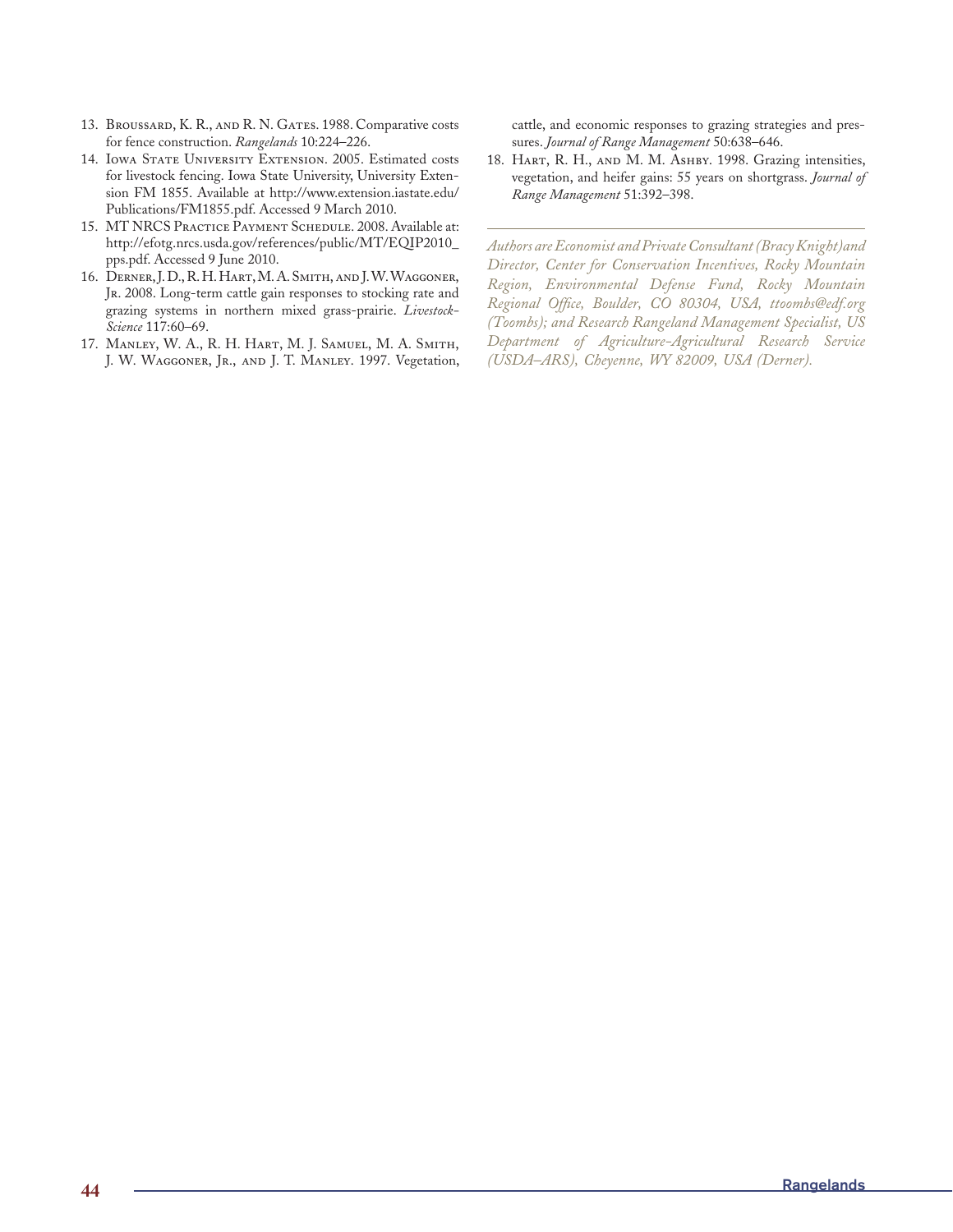13. Broussard, K. R., and R. N. Gates. 1988. Comparative costs for fence construction. *Rangelands* 10:224–226.
14. Iowa State University Extension. 2005. Estimated costs for livestock fencing. Iowa State University, University Extension FM 1855. Available at http://www.extension.iastate.edu/Publications/FM1855.pdf. Accessed 9 March 2010.
15. MT NRCS Practice Payment Schedule. 2008. Available at: http://efotg.nrcs.usda.gov/references/public/MT/EQIP2010_pps.pdf. Accessed 9 June 2010.
16. Derner, J. D., R. H. Hart, M. A. Smith, and J. W. Waggoner, Jr. 2008. Long-term cattle gain responses to stocking rate and grazing systems in northern mixed grass-prairie. *Livestock-Science* 117:60–69.
17. Manley, W. A., R. H. Hart, M. J. Samuel, M. A. Smith, J. W. Waggoner, Jr., and J. T. Manley. 1997. Vegetation, cattle, and economic responses to grazing strategies and pressures. *Journal of Range Management* 50:638–646.
18. Hart, R. H., and M. M. Ashby. 1998. Grazing intensities, vegetation, and heifer gains: 55 years on shortgrass. *Journal of Range Management* 51:392–398.

---

*Authors are Economist and Private Consultant (Bracy Knight)and Director, Center for Conservation Incentives, Rocky Mountain Region, Environmental Defense Fund, Rocky Mountain Regional Office, Boulder, CO 80304, USA, ttoombs@edf.org (Toombs); and Research Rangeland Management Specialist, US Department of Agriculture–Agricultural Research Service (USDA–ARS), Cheyenne, WY 82009, USA (Derner).*